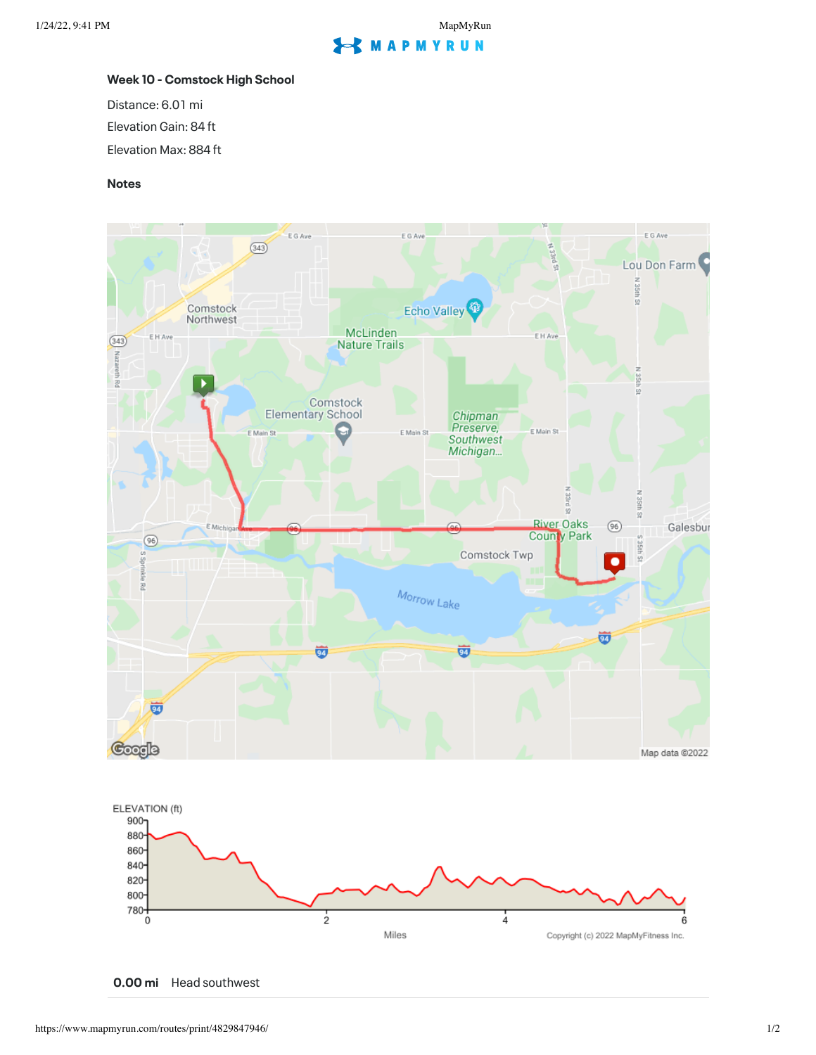### Week 10 - Comstock High School

Distance: 6.01 mi

Elevation Gain: 84 ft

Elevation Max: 884 ft

### Notes

**0.00 mi** Head southwest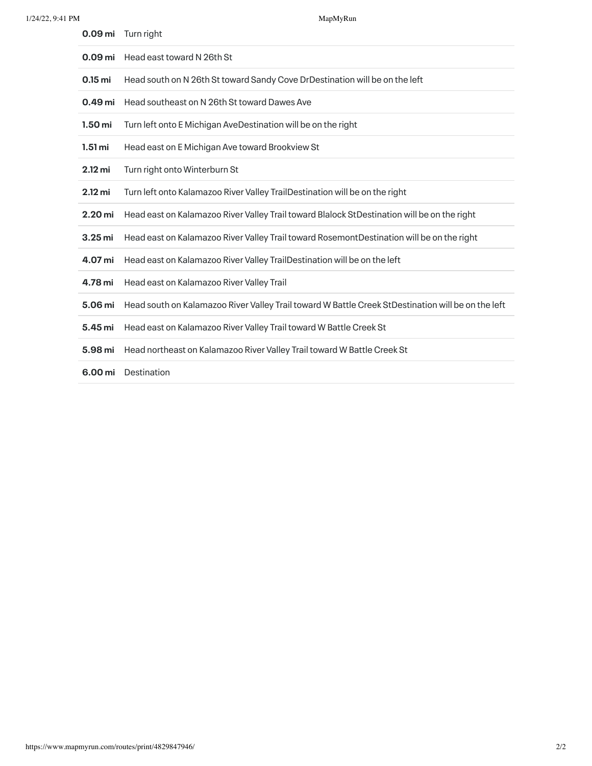| | |
|---|---|
| **0.09 mi** | Turn right |
| **0.09 mi** | Head east toward N 26th St |
| **0.15 mi** | Head south on N 26th St toward Sandy Cove DrDestination will be on the left |
| **0.49 mi** | Head southeast on N 26th St toward Dawes Ave |
| **1.50 mi** | Turn left onto E Michigan AveDestination will be on the right |
| **1.51 mi** | Head east on E Michigan Ave toward Brookview St |
| **2.12 mi** | Turn right onto Winterburn St |
| **2.12 mi** | Turn left onto Kalamazoo River Valley TrailDestination will be on the right |
| **2.20 mi** | Head east on Kalamazoo River Valley Trail toward Blalock StDestination will be on the right |
| **3.25 mi** | Head east on Kalamazoo River Valley Trail toward RosemontDestination will be on the right |
| **4.07 mi** | Head east on Kalamazoo River Valley TrailDestination will be on the left |
| **4.78 mi** | Head east on Kalamazoo River Valley Trail |
| **5.06 mi** | Head south on Kalamazoo River Valley Trail toward W Battle Creek StDestination will be on the left |
| **5.45 mi** | Head east on Kalamazoo River Valley Trail toward W Battle Creek St |
| **5.98 mi** | Head northeast on Kalamazoo River Valley Trail toward W Battle Creek St |
| **6.00 mi** | Destination |